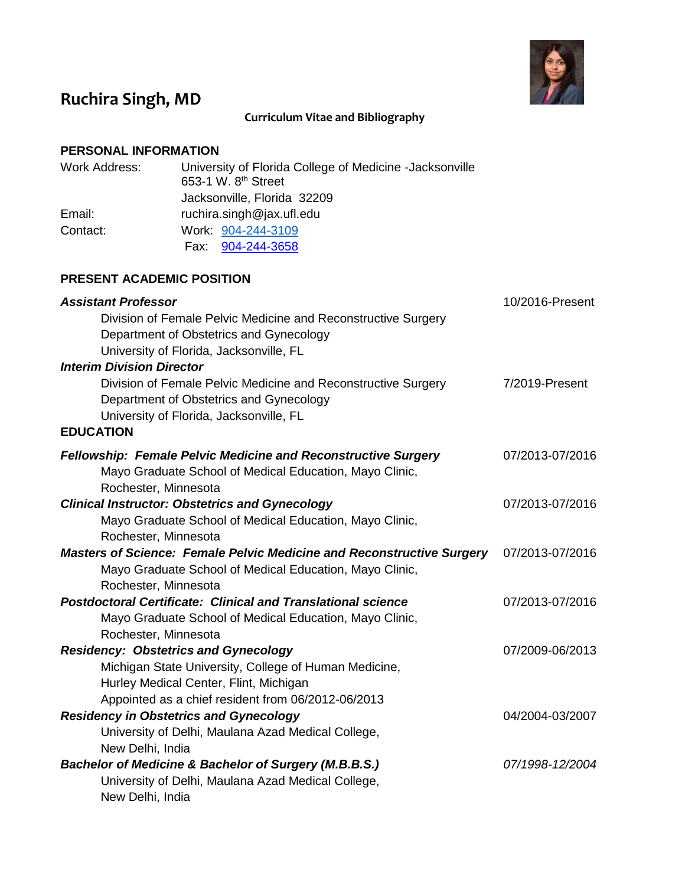# Ruchira Singh, MD

**Curriculum Vitae and Bibliography**

## PERSONAL INFORMATION

Work Address: University of Florida College of Medicine -Jacksonville
653-1 W. 8th Street
Jacksonville, Florida 32209

Email: ruchira.singh@jax.ufl.edu

Contact: Work: 904-244-3109
Fax: 904-244-3658

## PRESENT ACADEMIC POSITION

***Assistant Professor*** — 10/2016-Present
Division of Female Pelvic Medicine and Reconstructive Surgery
Department of Obstetrics and Gynecology
University of Florida, Jacksonville, FL

***Interim Division Director*** — 7/2019-Present
Division of Female Pelvic Medicine and Reconstructive Surgery
Department of Obstetrics and Gynecology
University of Florida, Jacksonville, FL

## EDUCATION

***Fellowship: Female Pelvic Medicine and Reconstructive Surgery*** — 07/2013-07/2016
Mayo Graduate School of Medical Education, Mayo Clinic,
Rochester, Minnesota

***Clinical Instructor: Obstetrics and Gynecology*** — 07/2013-07/2016
Mayo Graduate School of Medical Education, Mayo Clinic,
Rochester, Minnesota

***Masters of Science: Female Pelvic Medicine and Reconstructive Surgery*** — 07/2013-07/2016
Mayo Graduate School of Medical Education, Mayo Clinic,
Rochester, Minnesota

***Postdoctoral Certificate: Clinical and Translational science*** — 07/2013-07/2016
Mayo Graduate School of Medical Education, Mayo Clinic,
Rochester, Minnesota

***Residency: Obstetrics and Gynecology*** — 07/2009-06/2013
Michigan State University, College of Human Medicine,
Hurley Medical Center, Flint, Michigan
Appointed as a chief resident from 06/2012-06/2013

***Residency in Obstetrics and Gynecology*** — 04/2004-03/2007
University of Delhi, Maulana Azad Medical College,
New Delhi, India

***Bachelor of Medicine & Bachelor of Surgery (M.B.B.S.)*** — *07/1998-12/2004*
University of Delhi, Maulana Azad Medical College,
New Delhi, India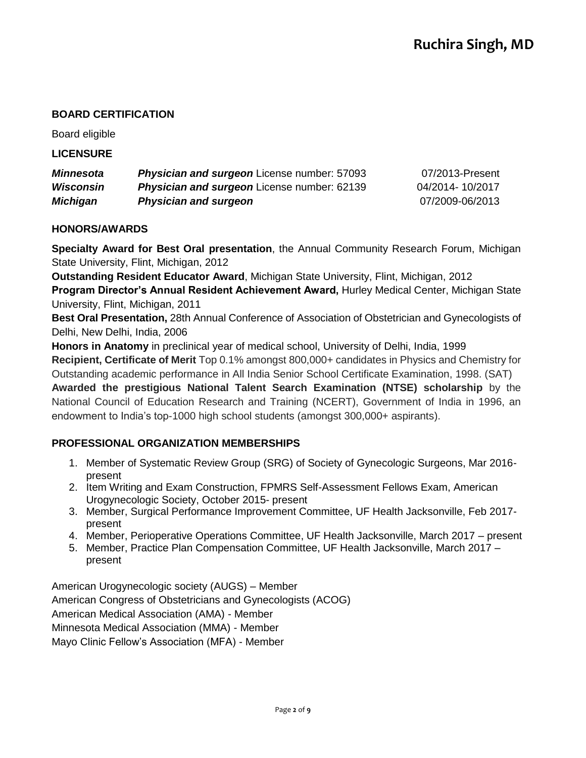# Ruchira Singh, MD

## BOARD CERTIFICATION

Board eligible

## LICENSURE

| | | |
|---|---|---|
| ***Minnesota*** | ***Physician and surgeon*** License number: 57093 | 07/2013-Present |
| ***Wisconsin*** | ***Physician and surgeon*** License number: 62139 | 04/2014- 10/2017 |
| ***Michigan*** | ***Physician and surgeon*** | 07/2009-06/2013 |

## HONORS/AWARDS

**Specialty Award for Best Oral presentation**, the Annual Community Research Forum, Michigan State University, Flint, Michigan, 2012

**Outstanding Resident Educator Award**, Michigan State University, Flint, Michigan, 2012

**Program Director's Annual Resident Achievement Award,** Hurley Medical Center, Michigan State University, Flint, Michigan, 2011

**Best Oral Presentation,** 28th Annual Conference of Association of Obstetrician and Gynecologists of Delhi, New Delhi, India, 2006

**Honors in Anatomy** in preclinical year of medical school, University of Delhi, India, 1999

**Recipient, Certificate of Merit** Top 0.1% amongst 800,000+ candidates in Physics and Chemistry for Outstanding academic performance in All India Senior School Certificate Examination, 1998. (SAT)

**Awarded the prestigious National Talent Search Examination (NTSE) scholarship** by the National Council of Education Research and Training (NCERT), Government of India in 1996, an endowment to India's top-1000 high school students (amongst 300,000+ aspirants).

## PROFESSIONAL ORGANIZATION MEMBERSHIPS

1. Member of Systematic Review Group (SRG) of Society of Gynecologic Surgeons, Mar 2016-present
2. Item Writing and Exam Construction, FPMRS Self-Assessment Fellows Exam, American Urogynecologic Society, October 2015- present
3. Member, Surgical Performance Improvement Committee, UF Health Jacksonville, Feb 2017-present
4. Member, Perioperative Operations Committee, UF Health Jacksonville, March 2017 – present
5. Member, Practice Plan Compensation Committee, UF Health Jacksonville, March 2017 – present

American Urogynecologic society (AUGS) – Member
American Congress of Obstetricians and Gynecologists (ACOG)
American Medical Association (AMA) - Member
Minnesota Medical Association (MMA) - Member
Mayo Clinic Fellow's Association (MFA) - Member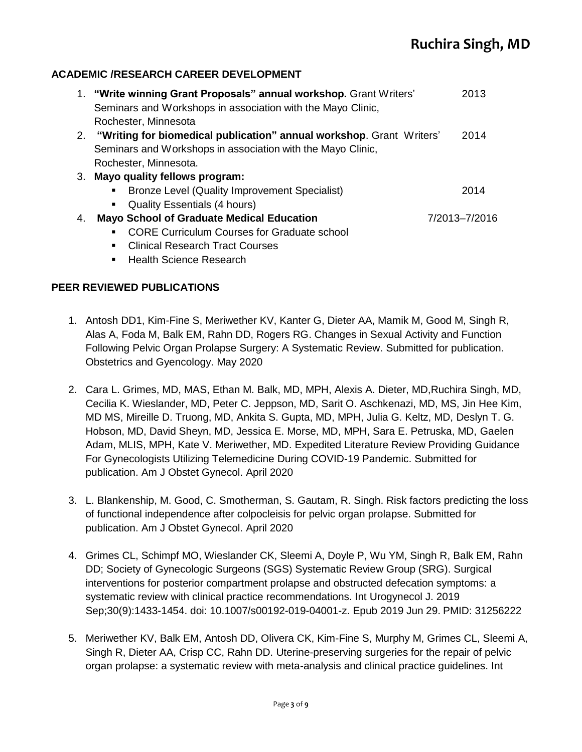## ACADEMIC /RESEARCH CAREER DEVELOPMENT

1. **"Write winning Grant Proposals" annual workshop.** Grant Writers' Seminars and Workshops in association with the Mayo Clinic, Rochester, Minnesota — 2013
2. **"Writing for biomedical publication" annual workshop**. Grant Writers' Seminars and Workshops in association with the Mayo Clinic, Rochester, Minnesota. — 2014
3. **Mayo quality fellows program:**
   - Bronze Level (Quality Improvement Specialist) — 2014
   - Quality Essentials (4 hours)
4. **Mayo School of Graduate Medical Education** — 7/2013–7/2016
   - CORE Curriculum Courses for Graduate school
   - Clinical Research Tract Courses
   - Health Science Research

## PEER REVIEWED PUBLICATIONS

1. Antosh DD1, Kim-Fine S, Meriwether KV, Kanter G, Dieter AA, Mamik M, Good M, Singh R, Alas A, Foda M, Balk EM, Rahn DD, Rogers RG. Changes in Sexual Activity and Function Following Pelvic Organ Prolapse Surgery: A Systematic Review. Submitted for publication. Obstetrics and Gyencology. May 2020

2. Cara L. Grimes, MD, MAS, Ethan M. Balk, MD, MPH, Alexis A. Dieter, MD,Ruchira Singh, MD, Cecilia K. Wieslander, MD, Peter C. Jeppson, MD, Sarit O. Aschkenazi, MD, MS, Jin Hee Kim, MD MS, Mireille D. Truong, MD, Ankita S. Gupta, MD, MPH, Julia G. Keltz, MD, Deslyn T. G. Hobson, MD, David Sheyn, MD, Jessica E. Morse, MD, MPH, Sara E. Petruska, MD, Gaelen Adam, MLIS, MPH, Kate V. Meriwether, MD. Expedited Literature Review Providing Guidance For Gynecologists Utilizing Telemedicine During COVID-19 Pandemic. Submitted for publication. Am J Obstet Gynecol. April 2020

3. L. Blankenship, M. Good, C. Smotherman, S. Gautam, R. Singh. Risk factors predicting the loss of functional independence after colpocleisis for pelvic organ prolapse. Submitted for publication. Am J Obstet Gynecol. April 2020

4. Grimes CL, Schimpf MO, Wieslander CK, Sleemi A, Doyle P, Wu YM, Singh R, Balk EM, Rahn DD; Society of Gynecologic Surgeons (SGS) Systematic Review Group (SRG). Surgical interventions for posterior compartment prolapse and obstructed defecation symptoms: a systematic review with clinical practice recommendations. Int Urogynecol J. 2019 Sep;30(9):1433-1454. doi: 10.1007/s00192-019-04001-z. Epub 2019 Jun 29. PMID: 31256222

5. Meriwether KV, Balk EM, Antosh DD, Olivera CK, Kim-Fine S, Murphy M, Grimes CL, Sleemi A, Singh R, Dieter AA, Crisp CC, Rahn DD. Uterine-preserving surgeries for the repair of pelvic organ prolapse: a systematic review with meta-analysis and clinical practice guidelines. Int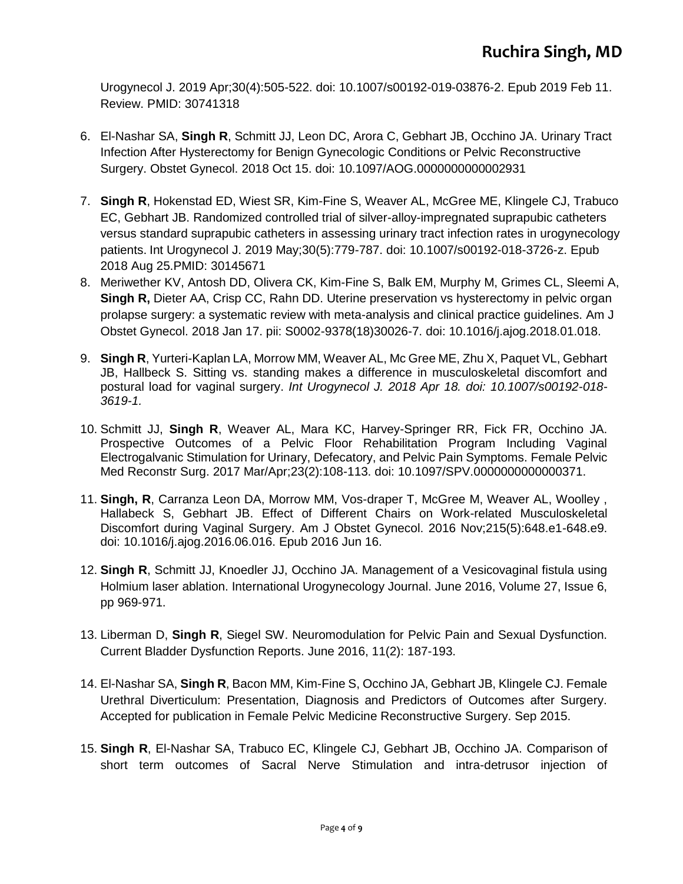Urogynecol J. 2019 Apr;30(4):505-522. doi: 10.1007/s00192-019-03876-2. Epub 2019 Feb 11. Review. PMID: 30741318

6. El-Nashar SA, **Singh R**, Schmitt JJ, Leon DC, Arora C, Gebhart JB, Occhino JA. Urinary Tract Infection After Hysterectomy for Benign Gynecologic Conditions or Pelvic Reconstructive Surgery. Obstet Gynecol. 2018 Oct 15. doi: 10.1097/AOG.0000000000002931

7. **Singh R**, Hokenstad ED, Wiest SR, Kim-Fine S, Weaver AL, McGree ME, Klingele CJ, Trabuco EC, Gebhart JB. Randomized controlled trial of silver-alloy-impregnated suprapubic catheters versus standard suprapubic catheters in assessing urinary tract infection rates in urogynecology patients. Int Urogynecol J. 2019 May;30(5):779-787. doi: 10.1007/s00192-018-3726-z. Epub 2018 Aug 25.PMID: 30145671

8. Meriwether KV, Antosh DD, Olivera CK, Kim-Fine S, Balk EM, Murphy M, Grimes CL, Sleemi A, **Singh R,** Dieter AA, Crisp CC, Rahn DD. Uterine preservation vs hysterectomy in pelvic organ prolapse surgery: a systematic review with meta-analysis and clinical practice guidelines. Am J Obstet Gynecol. 2018 Jan 17. pii: S0002-9378(18)30026-7. doi: 10.1016/j.ajog.2018.01.018.

9. **Singh R**, Yurteri-Kaplan LA, Morrow MM, Weaver AL, Mc Gree ME, Zhu X, Paquet VL, Gebhart JB, Hallbeck S. Sitting vs. standing makes a difference in musculoskeletal discomfort and postural load for vaginal surgery. *Int Urogynecol J. 2018 Apr 18. doi: 10.1007/s00192-018-3619-1.*

10. Schmitt JJ, **Singh R**, Weaver AL, Mara KC, Harvey-Springer RR, Fick FR, Occhino JA. Prospective Outcomes of a Pelvic Floor Rehabilitation Program Including Vaginal Electrogalvanic Stimulation for Urinary, Defecatory, and Pelvic Pain Symptoms. Female Pelvic Med Reconstr Surg. 2017 Mar/Apr;23(2):108-113. doi: 10.1097/SPV.0000000000000371.

11. **Singh, R**, Carranza Leon DA, Morrow MM, Vos-draper T, McGree M, Weaver AL, Woolley , Hallabeck S, Gebhart JB. Effect of Different Chairs on Work-related Musculoskeletal Discomfort during Vaginal Surgery. Am J Obstet Gynecol. 2016 Nov;215(5):648.e1-648.e9. doi: 10.1016/j.ajog.2016.06.016. Epub 2016 Jun 16.

12. **Singh R**, Schmitt JJ, Knoedler JJ, Occhino JA. Management of a Vesicovaginal fistula using Holmium laser ablation. International Urogynecology Journal. June 2016, Volume 27, Issue 6, pp 969-971.

13. Liberman D, **Singh R**, Siegel SW. Neuromodulation for Pelvic Pain and Sexual Dysfunction. Current Bladder Dysfunction Reports. June 2016, 11(2): 187-193.

14. El-Nashar SA, **Singh R**, Bacon MM, Kim-Fine S, Occhino JA, Gebhart JB, Klingele CJ. Female Urethral Diverticulum: Presentation, Diagnosis and Predictors of Outcomes after Surgery. Accepted for publication in Female Pelvic Medicine Reconstructive Surgery. Sep 2015.

15. **Singh R**, El-Nashar SA, Trabuco EC, Klingele CJ, Gebhart JB, Occhino JA. Comparison of short term outcomes of Sacral Nerve Stimulation and intra-detrusor injection of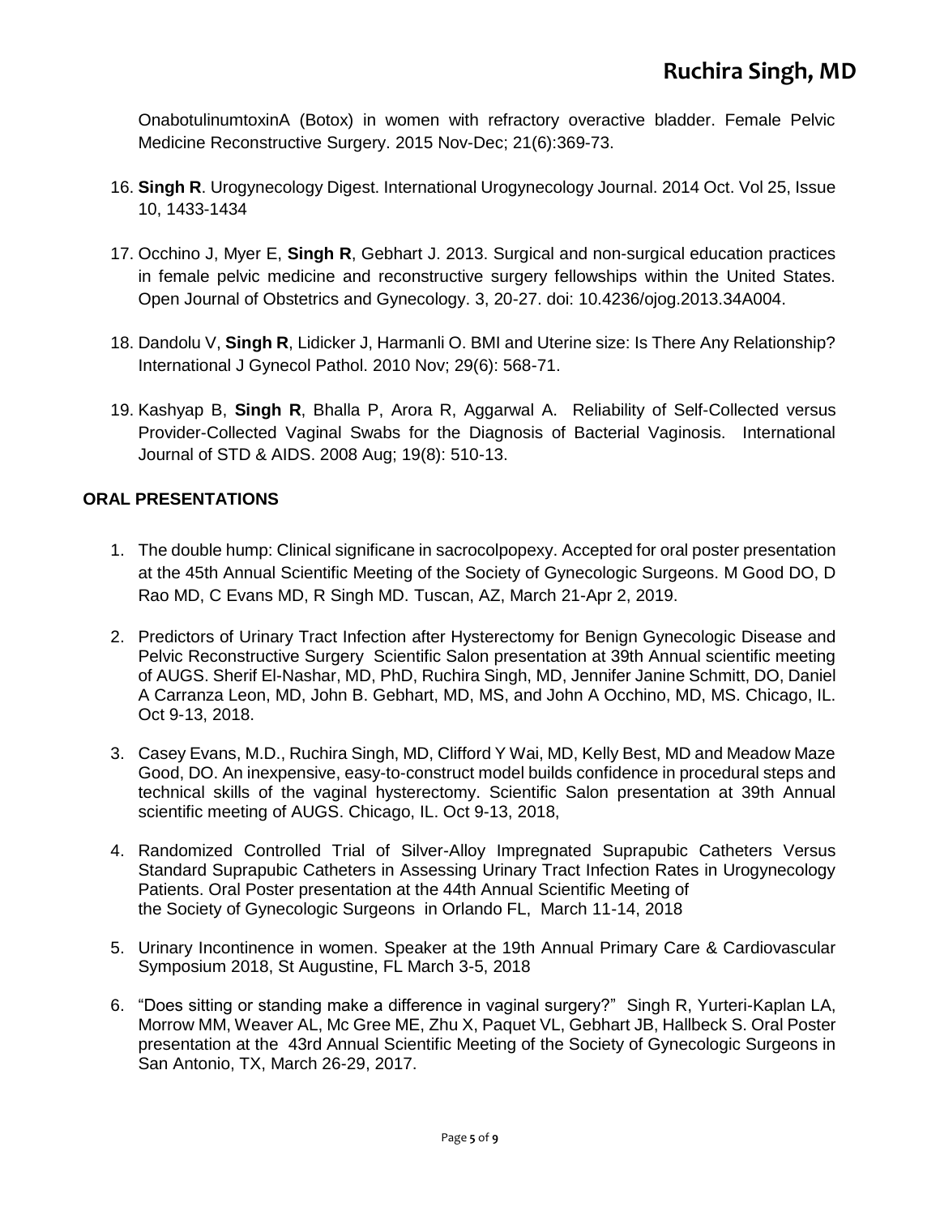OnabotulinumtoxinA (Botox) in women with refractory overactive bladder. Female Pelvic Medicine Reconstructive Surgery. 2015 Nov-Dec; 21(6):369-73.

16. **Singh R**. Urogynecology Digest. International Urogynecology Journal. 2014 Oct. Vol 25, Issue 10, 1433-1434

17. Occhino J, Myer E, **Singh R**, Gebhart J. 2013. Surgical and non-surgical education practices in female pelvic medicine and reconstructive surgery fellowships within the United States. Open Journal of Obstetrics and Gynecology. 3, 20-27. doi: 10.4236/ojog.2013.34A004.

18. Dandolu V, **Singh R**, Lidicker J, Harmanli O. BMI and Uterine size: Is There Any Relationship? International J Gynecol Pathol. 2010 Nov; 29(6): 568-71.

19. Kashyap B, **Singh R**, Bhalla P, Arora R, Aggarwal A. Reliability of Self-Collected versus Provider-Collected Vaginal Swabs for the Diagnosis of Bacterial Vaginosis. International Journal of STD & AIDS. 2008 Aug; 19(8): 510-13.

## ORAL PRESENTATIONS

1. The double hump: Clinical significane in sacrocolpopexy. Accepted for oral poster presentation at the 45th Annual Scientific Meeting of the Society of Gynecologic Surgeons. M Good DO, D Rao MD, C Evans MD, R Singh MD. Tuscan, AZ, March 21-Apr 2, 2019.

2. Predictors of Urinary Tract Infection after Hysterectomy for Benign Gynecologic Disease and Pelvic Reconstructive Surgery Scientific Salon presentation at 39th Annual scientific meeting of AUGS. Sherif El-Nashar, MD, PhD, Ruchira Singh, MD, Jennifer Janine Schmitt, DO, Daniel A Carranza Leon, MD, John B. Gebhart, MD, MS, and John A Occhino, MD, MS. Chicago, IL. Oct 9-13, 2018.

3. Casey Evans, M.D., Ruchira Singh, MD, Clifford Y Wai, MD, Kelly Best, MD and Meadow Maze Good, DO. An inexpensive, easy-to-construct model builds confidence in procedural steps and technical skills of the vaginal hysterectomy. Scientific Salon presentation at 39th Annual scientific meeting of AUGS. Chicago, IL. Oct 9-13, 2018,

4. Randomized Controlled Trial of Silver-Alloy Impregnated Suprapubic Catheters Versus Standard Suprapubic Catheters in Assessing Urinary Tract Infection Rates in Urogynecology Patients. Oral Poster presentation at the 44th Annual Scientific Meeting of the Society of Gynecologic Surgeons in Orlando FL, March 11-14, 2018

5. Urinary Incontinence in women. Speaker at the 19th Annual Primary Care & Cardiovascular Symposium 2018, St Augustine, FL March 3-5, 2018

6. "Does sitting or standing make a difference in vaginal surgery?" Singh R, Yurteri-Kaplan LA, Morrow MM, Weaver AL, Mc Gree ME, Zhu X, Paquet VL, Gebhart JB, Hallbeck S. Oral Poster presentation at the 43rd Annual Scientific Meeting of the Society of Gynecologic Surgeons in San Antonio, TX, March 26-29, 2017.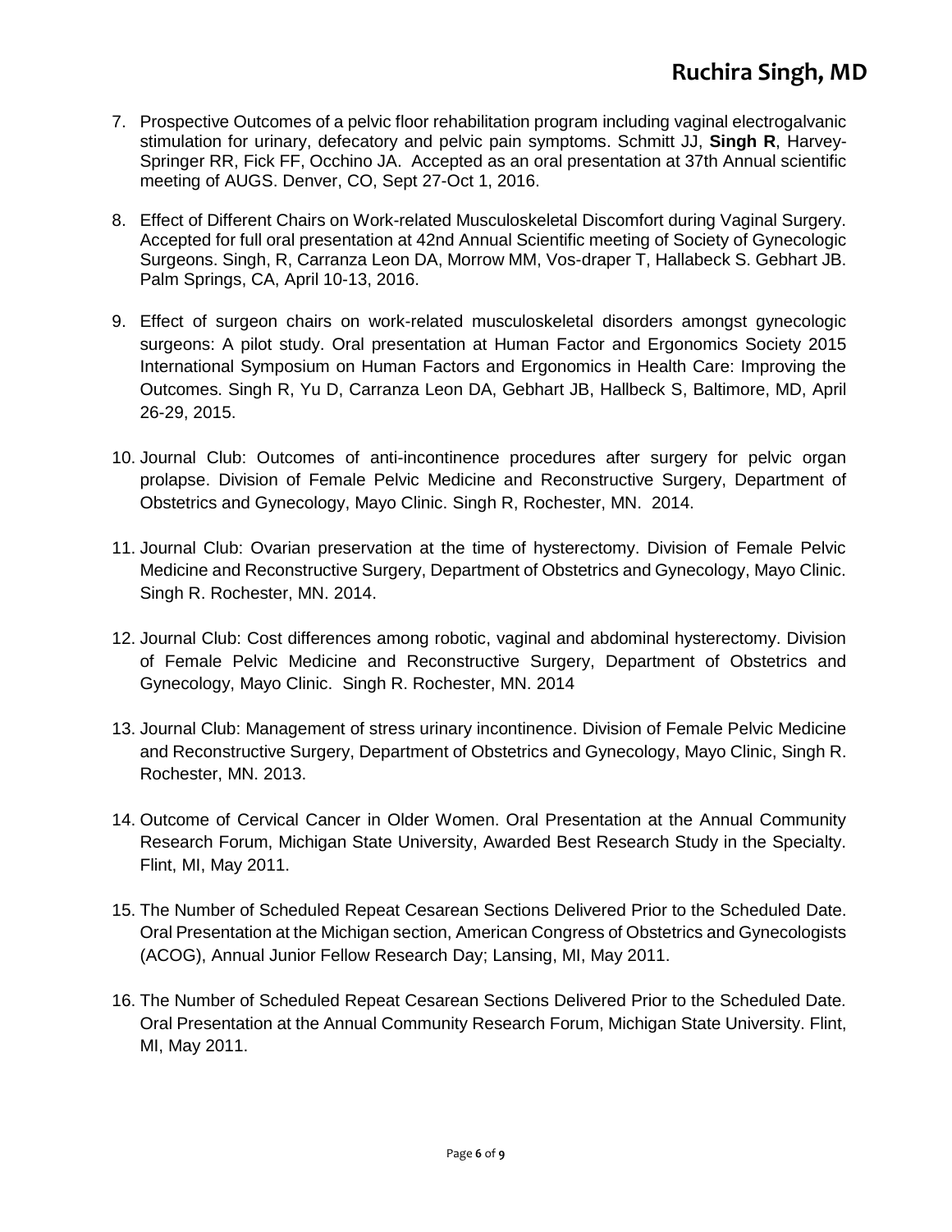7. Prospective Outcomes of a pelvic floor rehabilitation program including vaginal electrogalvanic stimulation for urinary, defecatory and pelvic pain symptoms. Schmitt JJ, **Singh R**, Harvey-Springer RR, Fick FF, Occhino JA. Accepted as an oral presentation at 37th Annual scientific meeting of AUGS. Denver, CO, Sept 27-Oct 1, 2016.

8. Effect of Different Chairs on Work-related Musculoskeletal Discomfort during Vaginal Surgery. Accepted for full oral presentation at 42nd Annual Scientific meeting of Society of Gynecologic Surgeons. Singh, R, Carranza Leon DA, Morrow MM, Vos-draper T, Hallabeck S. Gebhart JB. Palm Springs, CA, April 10-13, 2016.

9. Effect of surgeon chairs on work-related musculoskeletal disorders amongst gynecologic surgeons: A pilot study. Oral presentation at Human Factor and Ergonomics Society 2015 International Symposium on Human Factors and Ergonomics in Health Care: Improving the Outcomes. Singh R, Yu D, Carranza Leon DA, Gebhart JB, Hallbeck S, Baltimore, MD, April 26-29, 2015.

10. Journal Club: Outcomes of anti-incontinence procedures after surgery for pelvic organ prolapse. Division of Female Pelvic Medicine and Reconstructive Surgery, Department of Obstetrics and Gynecology, Mayo Clinic. Singh R, Rochester, MN. 2014.

11. Journal Club: Ovarian preservation at the time of hysterectomy. Division of Female Pelvic Medicine and Reconstructive Surgery, Department of Obstetrics and Gynecology, Mayo Clinic. Singh R. Rochester, MN. 2014.

12. Journal Club: Cost differences among robotic, vaginal and abdominal hysterectomy. Division of Female Pelvic Medicine and Reconstructive Surgery, Department of Obstetrics and Gynecology, Mayo Clinic. Singh R. Rochester, MN. 2014

13. Journal Club: Management of stress urinary incontinence. Division of Female Pelvic Medicine and Reconstructive Surgery, Department of Obstetrics and Gynecology, Mayo Clinic, Singh R. Rochester, MN. 2013.

14. Outcome of Cervical Cancer in Older Women. Oral Presentation at the Annual Community Research Forum, Michigan State University, Awarded Best Research Study in the Specialty. Flint, MI, May 2011.

15. The Number of Scheduled Repeat Cesarean Sections Delivered Prior to the Scheduled Date. Oral Presentation at the Michigan section, American Congress of Obstetrics and Gynecologists (ACOG), Annual Junior Fellow Research Day; Lansing, MI, May 2011.

16. The Number of Scheduled Repeat Cesarean Sections Delivered Prior to the Scheduled Date. Oral Presentation at the Annual Community Research Forum, Michigan State University. Flint, MI, May 2011.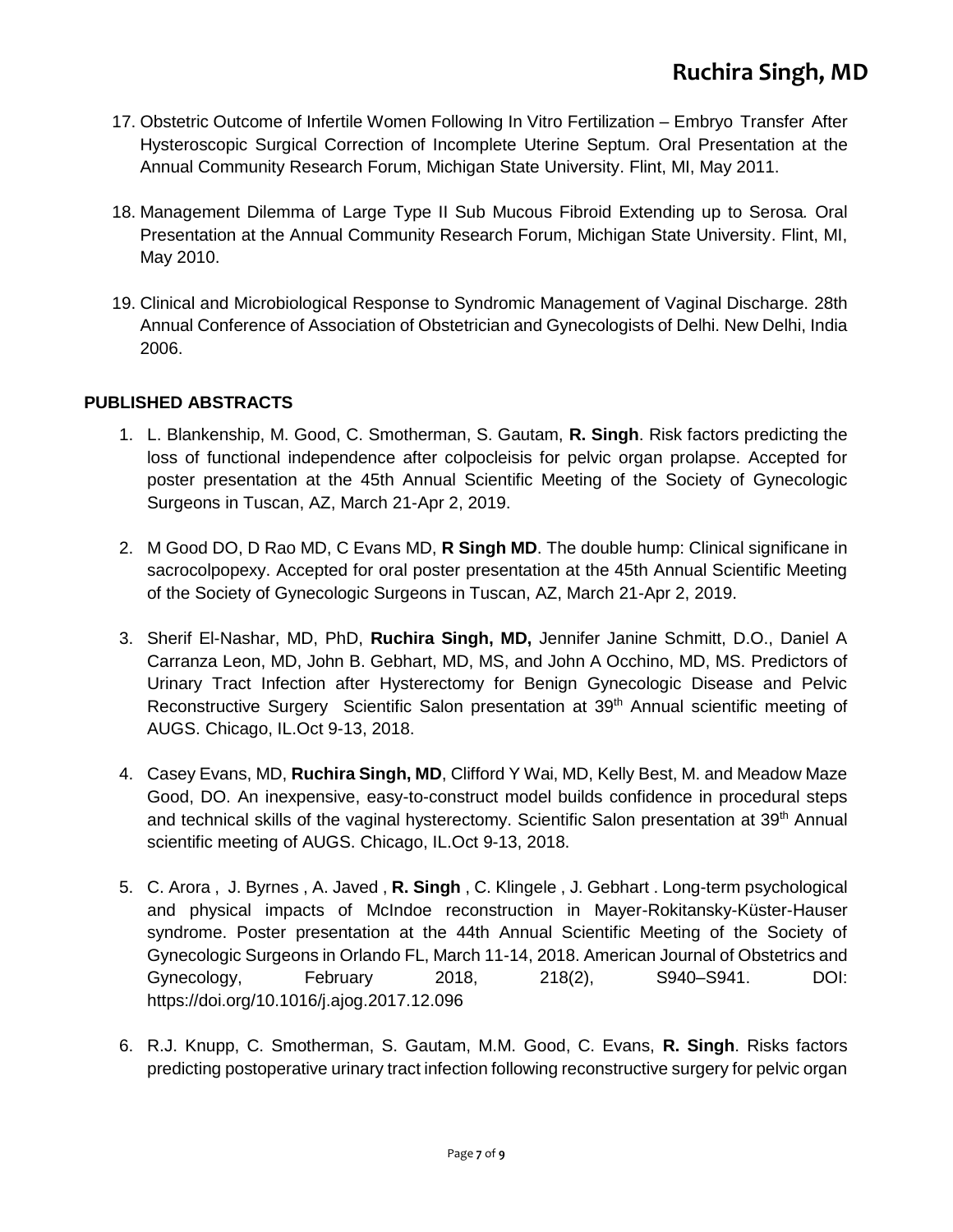17. Obstetric Outcome of Infertile Women Following In Vitro Fertilization – Embryo Transfer After Hysteroscopic Surgical Correction of Incomplete Uterine Septum. Oral Presentation at the Annual Community Research Forum, Michigan State University. Flint, MI, May 2011.

18. Management Dilemma of Large Type II Sub Mucous Fibroid Extending up to Serosa. Oral Presentation at the Annual Community Research Forum, Michigan State University. Flint, MI, May 2010.

19. Clinical and Microbiological Response to Syndromic Management of Vaginal Discharge. 28th Annual Conference of Association of Obstetrician and Gynecologists of Delhi. New Delhi, India 2006.

**PUBLISHED ABSTRACTS**

1. L. Blankenship, M. Good, C. Smotherman, S. Gautam, **R. Singh**. Risk factors predicting the loss of functional independence after colpocleisis for pelvic organ prolapse. Accepted for poster presentation at the 45th Annual Scientific Meeting of the Society of Gynecologic Surgeons in Tuscan, AZ, March 21-Apr 2, 2019.

2. M Good DO, D Rao MD, C Evans MD, **R Singh MD**. The double hump: Clinical significane in sacrocolpopexy. Accepted for oral poster presentation at the 45th Annual Scientific Meeting of the Society of Gynecologic Surgeons in Tuscan, AZ, March 21-Apr 2, 2019.

3. Sherif El-Nashar, MD, PhD, **Ruchira Singh, MD,** Jennifer Janine Schmitt, D.O., Daniel A Carranza Leon, MD, John B. Gebhart, MD, MS, and John A Occhino, MD, MS. Predictors of Urinary Tract Infection after Hysterectomy for Benign Gynecologic Disease and Pelvic Reconstructive Surgery Scientific Salon presentation at 39th Annual scientific meeting of AUGS. Chicago, IL.Oct 9-13, 2018.

4. Casey Evans, MD, **Ruchira Singh, MD**, Clifford Y Wai, MD, Kelly Best, M. and Meadow Maze Good, DO. An inexpensive, easy-to-construct model builds confidence in procedural steps and technical skills of the vaginal hysterectomy. Scientific Salon presentation at 39th Annual scientific meeting of AUGS. Chicago, IL.Oct 9-13, 2018.

5. C. Arora , J. Byrnes , A. Javed , **R. Singh** , C. Klingele , J. Gebhart . Long-term psychological and physical impacts of McIndoe reconstruction in Mayer-Rokitansky-Küster-Hauser syndrome. Poster presentation at the 44th Annual Scientific Meeting of the Society of Gynecologic Surgeons in Orlando FL, March 11-14, 2018. American Journal of Obstetrics and Gynecology, February 2018, 218(2), S940–S941. DOI: https://doi.org/10.1016/j.ajog.2017.12.096

6. R.J. Knupp, C. Smotherman, S. Gautam, M.M. Good, C. Evans, **R. Singh**. Risks factors predicting postoperative urinary tract infection following reconstructive surgery for pelvic organ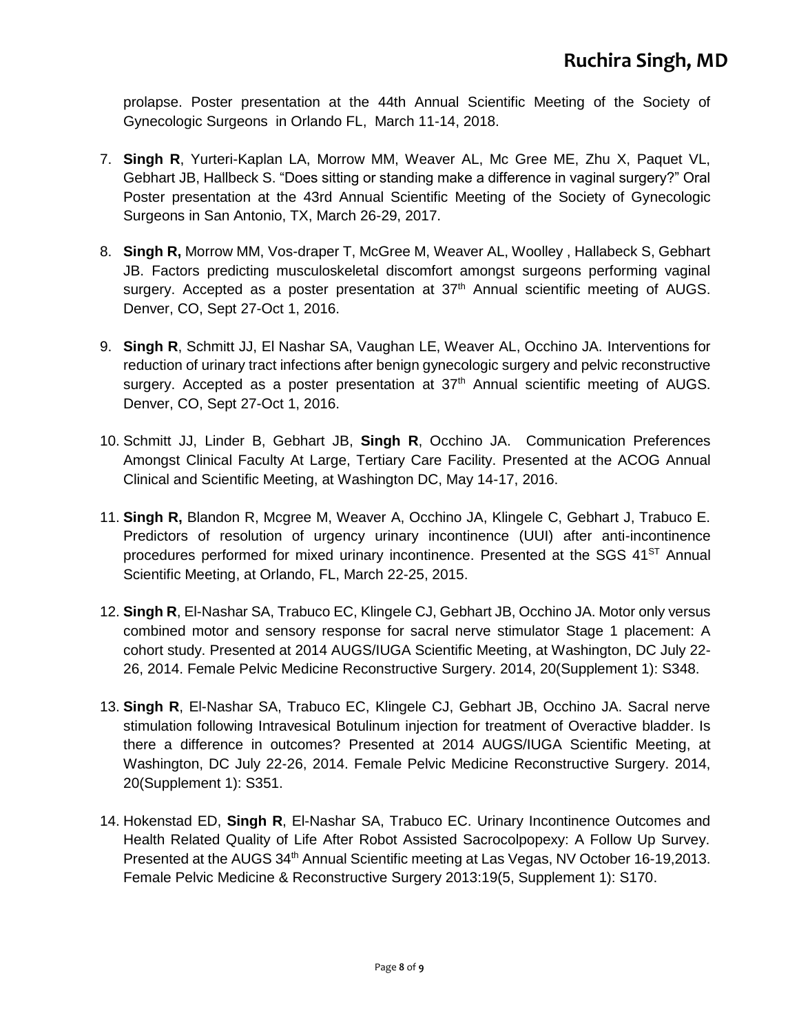prolapse. Poster presentation at the 44th Annual Scientific Meeting of the Society of Gynecologic Surgeons in Orlando FL, March 11-14, 2018.

7. **Singh R**, Yurteri-Kaplan LA, Morrow MM, Weaver AL, Mc Gree ME, Zhu X, Paquet VL, Gebhart JB, Hallbeck S. "Does sitting or standing make a difference in vaginal surgery?" Oral Poster presentation at the 43rd Annual Scientific Meeting of the Society of Gynecologic Surgeons in San Antonio, TX, March 26-29, 2017.

8. **Singh R,** Morrow MM, Vos-draper T, McGree M, Weaver AL, Woolley , Hallabeck S, Gebhart JB. Factors predicting musculoskeletal discomfort amongst surgeons performing vaginal surgery. Accepted as a poster presentation at 37th Annual scientific meeting of AUGS. Denver, CO, Sept 27-Oct 1, 2016.

9. **Singh R**, Schmitt JJ, El Nashar SA, Vaughan LE, Weaver AL, Occhino JA. Interventions for reduction of urinary tract infections after benign gynecologic surgery and pelvic reconstructive surgery. Accepted as a poster presentation at 37th Annual scientific meeting of AUGS. Denver, CO, Sept 27-Oct 1, 2016.

10. Schmitt JJ, Linder B, Gebhart JB, **Singh R**, Occhino JA. Communication Preferences Amongst Clinical Faculty At Large, Tertiary Care Facility. Presented at the ACOG Annual Clinical and Scientific Meeting, at Washington DC, May 14-17, 2016.

11. **Singh R,** Blandon R, Mcgree M, Weaver A, Occhino JA, Klingele C, Gebhart J, Trabuco E. Predictors of resolution of urgency urinary incontinence (UUI) after anti-incontinence procedures performed for mixed urinary incontinence. Presented at the SGS 41ST Annual Scientific Meeting, at Orlando, FL, March 22-25, 2015.

12. **Singh R**, El-Nashar SA, Trabuco EC, Klingele CJ, Gebhart JB, Occhino JA. Motor only versus combined motor and sensory response for sacral nerve stimulator Stage 1 placement: A cohort study. Presented at 2014 AUGS/IUGA Scientific Meeting, at Washington, DC July 22-26, 2014. Female Pelvic Medicine Reconstructive Surgery. 2014, 20(Supplement 1): S348.

13. **Singh R**, El-Nashar SA, Trabuco EC, Klingele CJ, Gebhart JB, Occhino JA. Sacral nerve stimulation following Intravesical Botulinum injection for treatment of Overactive bladder. Is there a difference in outcomes? Presented at 2014 AUGS/IUGA Scientific Meeting, at Washington, DC July 22-26, 2014. Female Pelvic Medicine Reconstructive Surgery. 2014, 20(Supplement 1): S351.

14. Hokenstad ED, **Singh R**, El-Nashar SA, Trabuco EC. Urinary Incontinence Outcomes and Health Related Quality of Life After Robot Assisted Sacrocolpopexy: A Follow Up Survey. Presented at the AUGS 34th Annual Scientific meeting at Las Vegas, NV October 16-19,2013. Female Pelvic Medicine & Reconstructive Surgery 2013:19(5, Supplement 1): S170.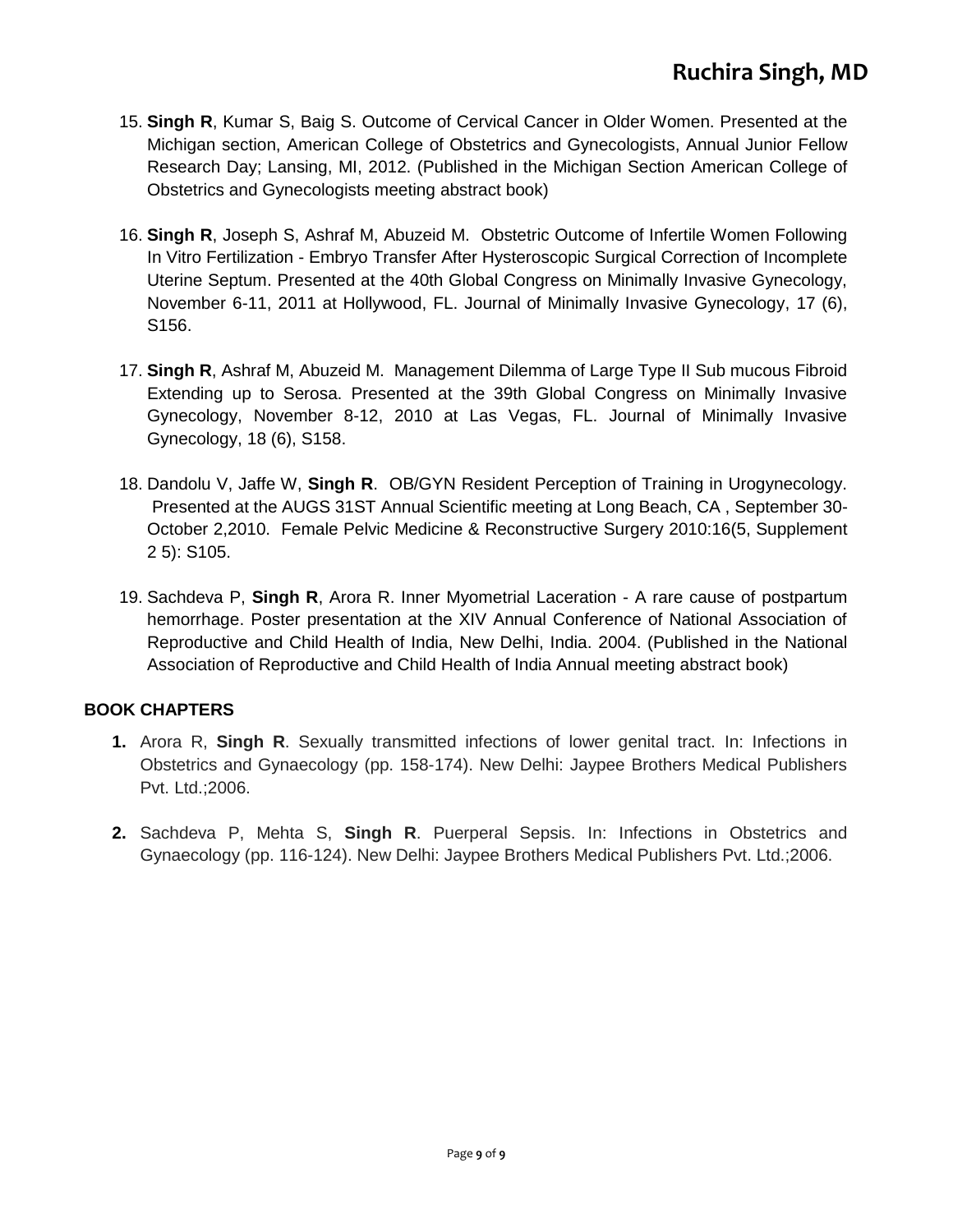15. **Singh R**, Kumar S, Baig S. Outcome of Cervical Cancer in Older Women. Presented at the Michigan section, American College of Obstetrics and Gynecologists, Annual Junior Fellow Research Day; Lansing, MI, 2012. (Published in the Michigan Section American College of Obstetrics and Gynecologists meeting abstract book)

16. **Singh R**, Joseph S, Ashraf M, Abuzeid M. Obstetric Outcome of Infertile Women Following In Vitro Fertilization - Embryo Transfer After Hysteroscopic Surgical Correction of Incomplete Uterine Septum. Presented at the 40th Global Congress on Minimally Invasive Gynecology, November 6-11, 2011 at Hollywood, FL. Journal of Minimally Invasive Gynecology, 17 (6), S156.

17. **Singh R**, Ashraf M, Abuzeid M. Management Dilemma of Large Type II Sub mucous Fibroid Extending up to Serosa. Presented at the 39th Global Congress on Minimally Invasive Gynecology, November 8-12, 2010 at Las Vegas, FL. Journal of Minimally Invasive Gynecology, 18 (6), S158.

18. Dandolu V, Jaffe W, **Singh R**. OB/GYN Resident Perception of Training in Urogynecology. Presented at the AUGS 31ST Annual Scientific meeting at Long Beach, CA , September 30-October 2,2010. Female Pelvic Medicine & Reconstructive Surgery 2010:16(5, Supplement 2 5): S105.

19. Sachdeva P, **Singh R**, Arora R. Inner Myometrial Laceration - A rare cause of postpartum hemorrhage. Poster presentation at the XIV Annual Conference of National Association of Reproductive and Child Health of India, New Delhi, India. 2004. (Published in the National Association of Reproductive and Child Health of India Annual meeting abstract book)

**BOOK CHAPTERS**

1. Arora R, **Singh R**. Sexually transmitted infections of lower genital tract. In: Infections in Obstetrics and Gynaecology (pp. 158-174). New Delhi: Jaypee Brothers Medical Publishers Pvt. Ltd.;2006.

2. Sachdeva P, Mehta S, **Singh R**. Puerperal Sepsis. In: Infections in Obstetrics and Gynaecology (pp. 116-124). New Delhi: Jaypee Brothers Medical Publishers Pvt. Ltd.;2006.